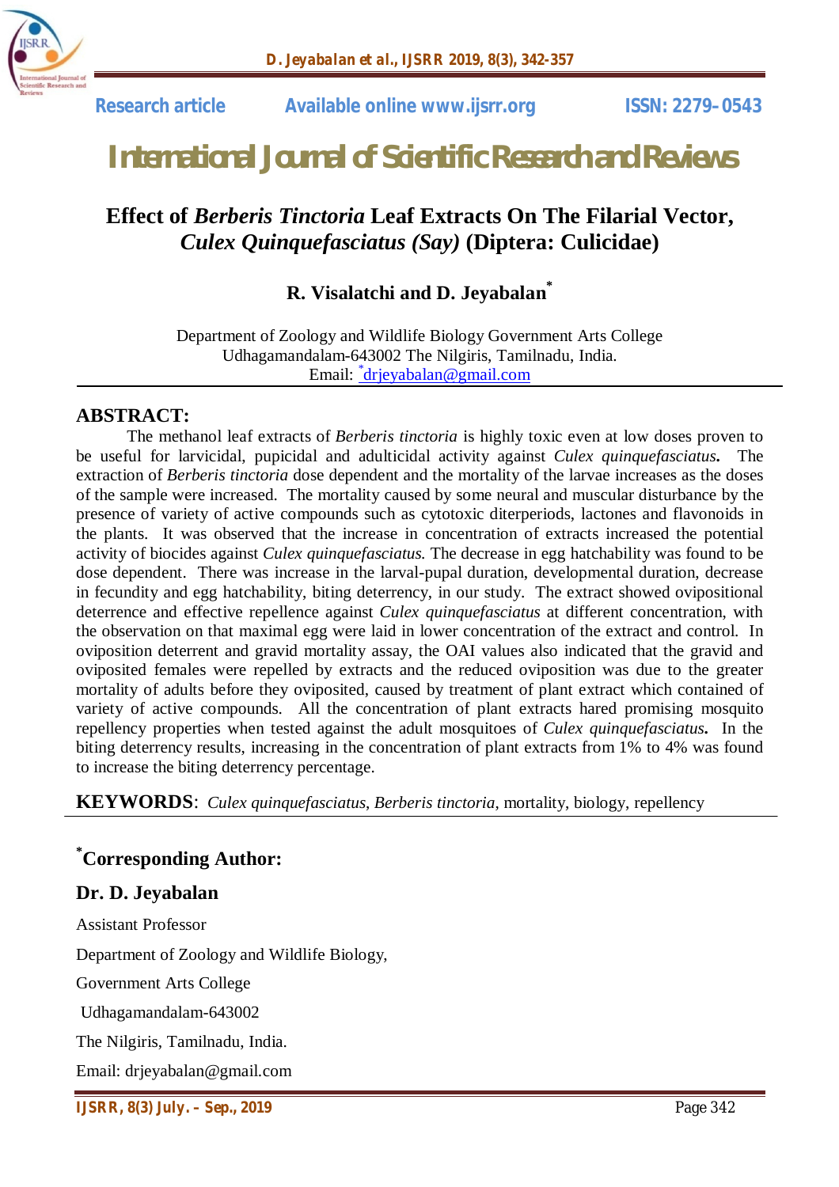Research article Available online www.ijsrr.org ISSN: 2279–0543

# International Journal of Scientific Research and Reviews

## Effect of *Berberis Tinctoria* Leaf Extracts On The Filarial Vector, *Culex Quinquefasciatus (Say)* (Diptera: Culicidae)

**R. Visalatchi and D. Jeyabalan***

Department of Zoology and Wildlife Biology Government Arts College
Udhagamandalam-643002 The Nilgiris, Tamilnadu, India.
Email: *drjeyabalan@gmail.com

## ABSTRACT:

The methanol leaf extracts of *Berberis tinctoria* is highly toxic even at low doses proven to be useful for larvicidal, pupicidal and adulticidal activity against *Culex quinquefasciatus***.** The extraction of *Berberis tinctoria* dose dependent and the mortality of the larvae increases as the doses of the sample were increased. The mortality caused by some neural and muscular disturbance by the presence of variety of active compounds such as cytotoxic diterperiods, lactones and flavonoids in the plants. It was observed that the increase in concentration of extracts increased the potential activity of biocides against *Culex quinquefasciatus.* The decrease in egg hatchability was found to be dose dependent. There was increase in the larval-pupal duration, developmental duration, decrease in fecundity and egg hatchability, biting deterrency, in our study. The extract showed ovipositional deterrence and effective repellence against *Culex quinquefasciatus* at different concentration, with the observation on that maximal egg were laid in lower concentration of the extract and control. In oviposition deterrent and gravid mortality assay, the OAI values also indicated that the gravid and oviposited females were repelled by extracts and the reduced oviposition was due to the greater mortality of adults before they oviposited, caused by treatment of plant extract which contained of variety of active compounds. All the concentration of plant extracts hared promising mosquito repellency properties when tested against the adult mosquitoes of *Culex quinquefasciatus***.** In the biting deterrency results, increasing in the concentration of plant extracts from 1% to 4% was found to increase the biting deterrency percentage.

**KEYWORDS**: *Culex quinquefasciatus*, *Berberis tinctoria*, mortality, biology, repellency

## *Corresponding Author:

### Dr. D. Jeyabalan

Assistant Professor

Department of Zoology and Wildlife Biology,

Government Arts College

Udhagamandalam-643002

The Nilgiris, Tamilnadu, India.

Email: drjeyabalan@gmail.com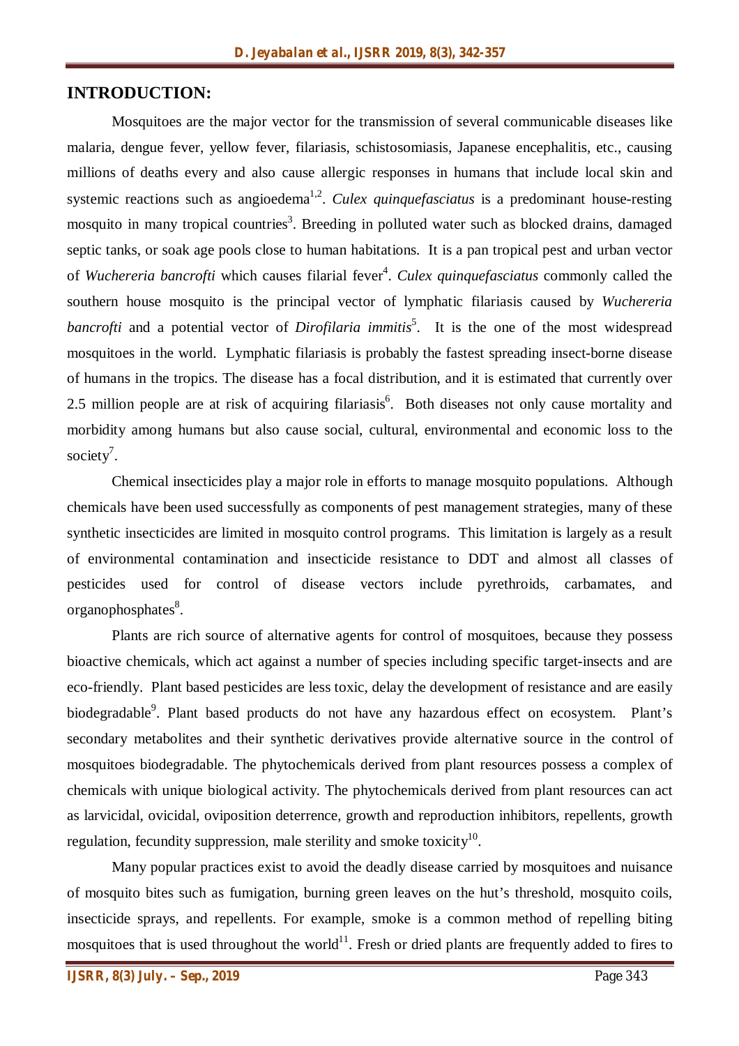## INTRODUCTION:

Mosquitoes are the major vector for the transmission of several communicable diseases like malaria, dengue fever, yellow fever, filariasis, schistosomiasis, Japanese encephalitis, etc., causing millions of deaths every and also cause allergic responses in humans that include local skin and systemic reactions such as angioedema[1,2]. *Culex quinquefasciatus* is a predominant house-resting mosquito in many tropical countries[3]. Breeding in polluted water such as blocked drains, damaged septic tanks, or soak age pools close to human habitations. It is a pan tropical pest and urban vector of *Wuchereria bancrofti* which causes filarial fever[4]. *Culex quinquefasciatus* commonly called the southern house mosquito is the principal vector of lymphatic filariasis caused by *Wuchereria bancrofti* and a potential vector of *Dirofilaria immitis*[5]. It is the one of the most widespread mosquitoes in the world. Lymphatic filariasis is probably the fastest spreading insect-borne disease of humans in the tropics. The disease has a focal distribution, and it is estimated that currently over 2.5 million people are at risk of acquiring filariasis[6]. Both diseases not only cause mortality and morbidity among humans but also cause social, cultural, environmental and economic loss to the society[7].

Chemical insecticides play a major role in efforts to manage mosquito populations. Although chemicals have been used successfully as components of pest management strategies, many of these synthetic insecticides are limited in mosquito control programs. This limitation is largely as a result of environmental contamination and insecticide resistance to DDT and almost all classes of pesticides used for control of disease vectors include pyrethroids, carbamates, and organophosphates[8].

Plants are rich source of alternative agents for control of mosquitoes, because they possess bioactive chemicals, which act against a number of species including specific target-insects and are eco-friendly. Plant based pesticides are less toxic, delay the development of resistance and are easily biodegradable[9]. Plant based products do not have any hazardous effect on ecosystem. Plant's secondary metabolites and their synthetic derivatives provide alternative source in the control of mosquitoes biodegradable. The phytochemicals derived from plant resources possess a complex of chemicals with unique biological activity. The phytochemicals derived from plant resources can act as larvicidal, ovicidal, oviposition deterrence, growth and reproduction inhibitors, repellents, growth regulation, fecundity suppression, male sterility and smoke toxicity[10].

Many popular practices exist to avoid the deadly disease carried by mosquitoes and nuisance of mosquito bites such as fumigation, burning green leaves on the hut's threshold, mosquito coils, insecticide sprays, and repellents. For example, smoke is a common method of repelling biting mosquitoes that is used throughout the world[11]. Fresh or dried plants are frequently added to fires to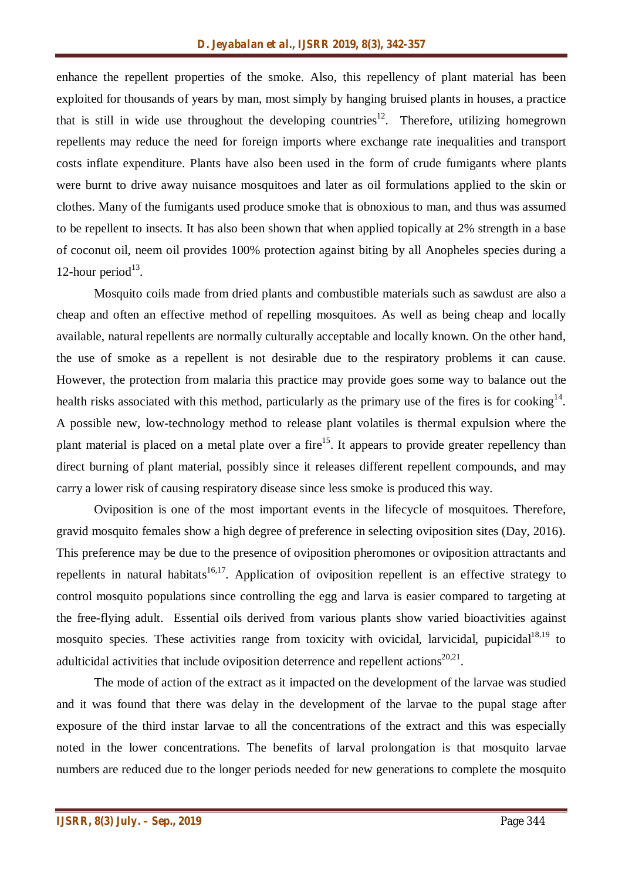enhance the repellent properties of the smoke. Also, this repellency of plant material has been exploited for thousands of years by man, most simply by hanging bruised plants in houses, a practice that is still in wide use throughout the developing countries[12]. Therefore, utilizing homegrown repellents may reduce the need for foreign imports where exchange rate inequalities and transport costs inflate expenditure. Plants have also been used in the form of crude fumigants where plants were burnt to drive away nuisance mosquitoes and later as oil formulations applied to the skin or clothes. Many of the fumigants used produce smoke that is obnoxious to man, and thus was assumed to be repellent to insects. It has also been shown that when applied topically at 2% strength in a base of coconut oil, neem oil provides 100% protection against biting by all Anopheles species during a 12-hour period[13].

Mosquito coils made from dried plants and combustible materials such as sawdust are also a cheap and often an effective method of repelling mosquitoes. As well as being cheap and locally available, natural repellents are normally culturally acceptable and locally known. On the other hand, the use of smoke as a repellent is not desirable due to the respiratory problems it can cause. However, the protection from malaria this practice may provide goes some way to balance out the health risks associated with this method, particularly as the primary use of the fires is for cooking[14]. A possible new, low-technology method to release plant volatiles is thermal expulsion where the plant material is placed on a metal plate over a fire[15]. It appears to provide greater repellency than direct burning of plant material, possibly since it releases different repellent compounds, and may carry a lower risk of causing respiratory disease since less smoke is produced this way.

Oviposition is one of the most important events in the lifecycle of mosquitoes. Therefore, gravid mosquito females show a high degree of preference in selecting oviposition sites (Day, 2016). This preference may be due to the presence of oviposition pheromones or oviposition attractants and repellents in natural habitats[16,17]. Application of oviposition repellent is an effective strategy to control mosquito populations since controlling the egg and larva is easier compared to targeting at the free-flying adult. Essential oils derived from various plants show varied bioactivities against mosquito species. These activities range from toxicity with ovicidal, larvicidal, pupicidal[18,19] to adulticidal activities that include oviposition deterrence and repellent actions[20,21].

The mode of action of the extract as it impacted on the development of the larvae was studied and it was found that there was delay in the development of the larvae to the pupal stage after exposure of the third instar larvae to all the concentrations of the extract and this was especially noted in the lower concentrations. The benefits of larval prolongation is that mosquito larvae numbers are reduced due to the longer periods needed for new generations to complete the mosquito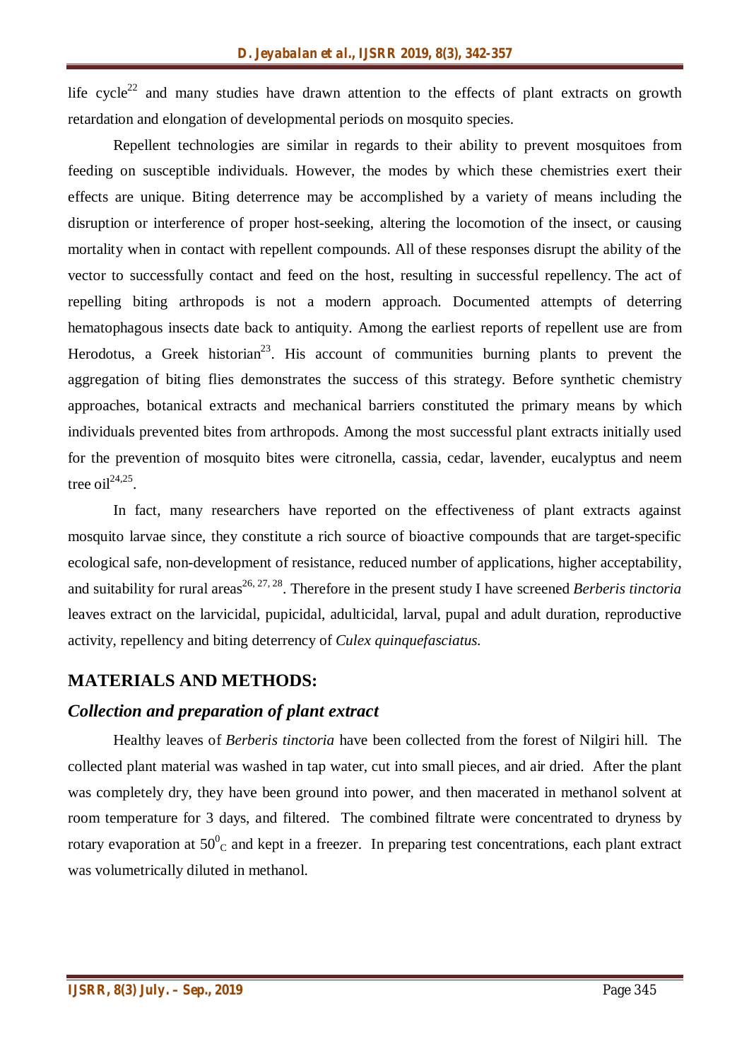life cycle[22] and many studies have drawn attention to the effects of plant extracts on growth retardation and elongation of developmental periods on mosquito species.

Repellent technologies are similar in regards to their ability to prevent mosquitoes from feeding on susceptible individuals. However, the modes by which these chemistries exert their effects are unique. Biting deterrence may be accomplished by a variety of means including the disruption or interference of proper host-seeking, altering the locomotion of the insect, or causing mortality when in contact with repellent compounds. All of these responses disrupt the ability of the vector to successfully contact and feed on the host, resulting in successful repellency. The act of repelling biting arthropods is not a modern approach. Documented attempts of deterring hematophagous insects date back to antiquity. Among the earliest reports of repellent use are from Herodotus, a Greek historian[23]. His account of communities burning plants to prevent the aggregation of biting flies demonstrates the success of this strategy. Before synthetic chemistry approaches, botanical extracts and mechanical barriers constituted the primary means by which individuals prevented bites from arthropods. Among the most successful plant extracts initially used for the prevention of mosquito bites were citronella, cassia, cedar, lavender, eucalyptus and neem tree oil[24,25].

In fact, many researchers have reported on the effectiveness of plant extracts against mosquito larvae since, they constitute a rich source of bioactive compounds that are target-specific ecological safe, non-development of resistance, reduced number of applications, higher acceptability, and suitability for rural areas[26, 27, 28]. Therefore in the present study I have screened *Berberis tinctoria* leaves extract on the larvicidal, pupicidal, adulticidal, larval, pupal and adult duration, reproductive activity, repellency and biting deterrency of *Culex quinquefasciatus.*

## MATERIALS AND METHODS:

### *Collection and preparation of plant extract*

Healthy leaves of *Berberis tinctoria* have been collected from the forest of Nilgiri hill. The collected plant material was washed in tap water, cut into small pieces, and air dried. After the plant was completely dry, they have been ground into power, and then macerated in methanol solvent at room temperature for 3 days, and filtered. The combined filtrate were concentrated to dryness by rotary evaporation at $50^{0}{}_{C}$ and kept in a freezer. In preparing test concentrations, each plant extract was volumetrically diluted in methanol.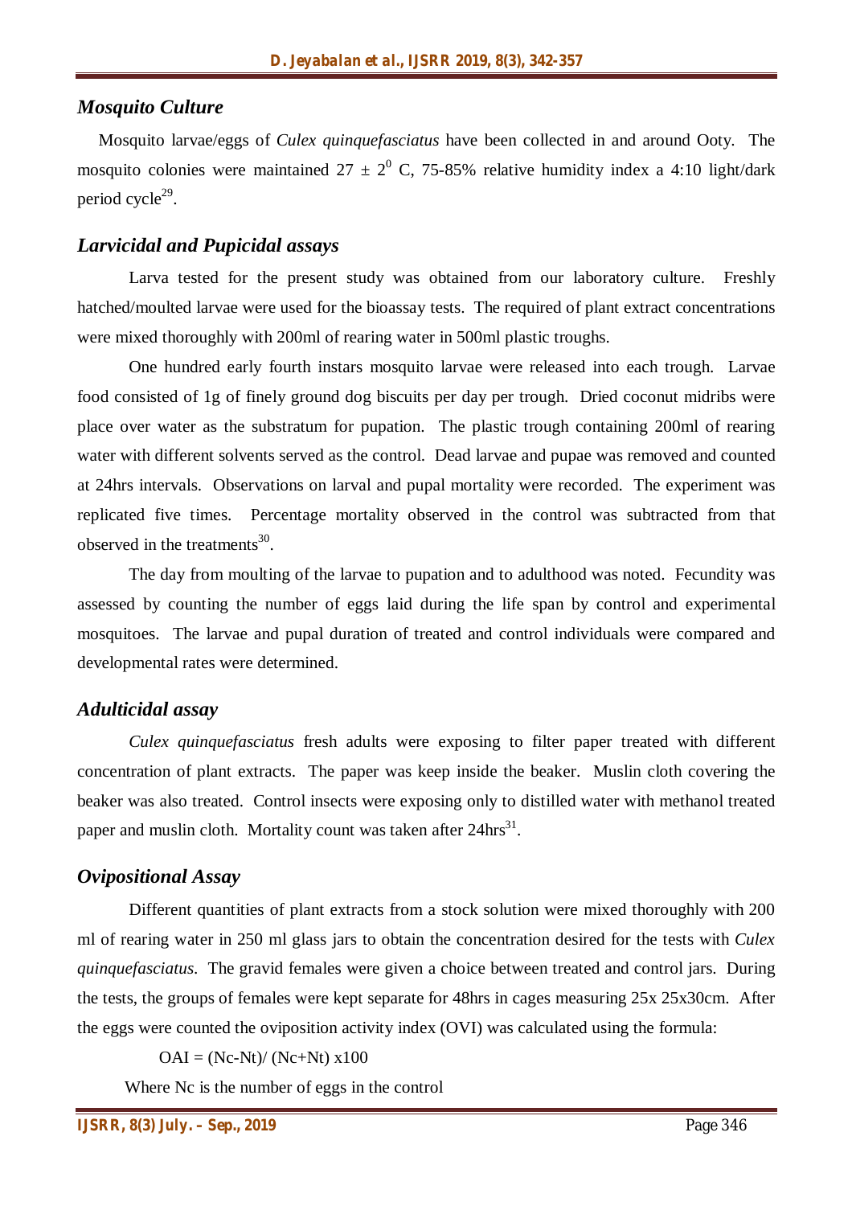### *Mosquito Culture*

Mosquito larvae/eggs of *Culex quinquefasciatus* have been collected in and around Ooty. The mosquito colonies were maintained $27 \pm 2^0$ C, 75-85% relative humidity index a 4:10 light/dark period cycle[29].

### *Larvicidal and Pupicidal assays*

Larva tested for the present study was obtained from our laboratory culture. Freshly hatched/moulted larvae were used for the bioassay tests. The required of plant extract concentrations were mixed thoroughly with 200ml of rearing water in 500ml plastic troughs.

One hundred early fourth instars mosquito larvae were released into each trough. Larvae food consisted of 1g of finely ground dog biscuits per day per trough. Dried coconut midribs were place over water as the substratum for pupation. The plastic trough containing 200ml of rearing water with different solvents served as the control. Dead larvae and pupae was removed and counted at 24hrs intervals. Observations on larval and pupal mortality were recorded. The experiment was replicated five times. Percentage mortality observed in the control was subtracted from that observed in the treatments[30].

The day from moulting of the larvae to pupation and to adulthood was noted. Fecundity was assessed by counting the number of eggs laid during the life span by control and experimental mosquitoes. The larvae and pupal duration of treated and control individuals were compared and developmental rates were determined.

### *Adulticidal assay*

*Culex quinquefasciatus* fresh adults were exposing to filter paper treated with different concentration of plant extracts. The paper was keep inside the beaker. Muslin cloth covering the beaker was also treated. Control insects were exposing only to distilled water with methanol treated paper and muslin cloth. Mortality count was taken after 24hrs[31].

### *Ovipositional Assay*

Different quantities of plant extracts from a stock solution were mixed thoroughly with 200 ml of rearing water in 250 ml glass jars to obtain the concentration desired for the tests with *Culex quinquefasciatus*. The gravid females were given a choice between treated and control jars. During the tests, the groups of females were kept separate for 48hrs in cages measuring 25x 25x30cm. After the eggs were counted the oviposition activity index (OVI) was calculated using the formula:

$$OAI = (Nc - Nt) / (Nc + Nt) \times 100$$

Where Nc is the number of eggs in the control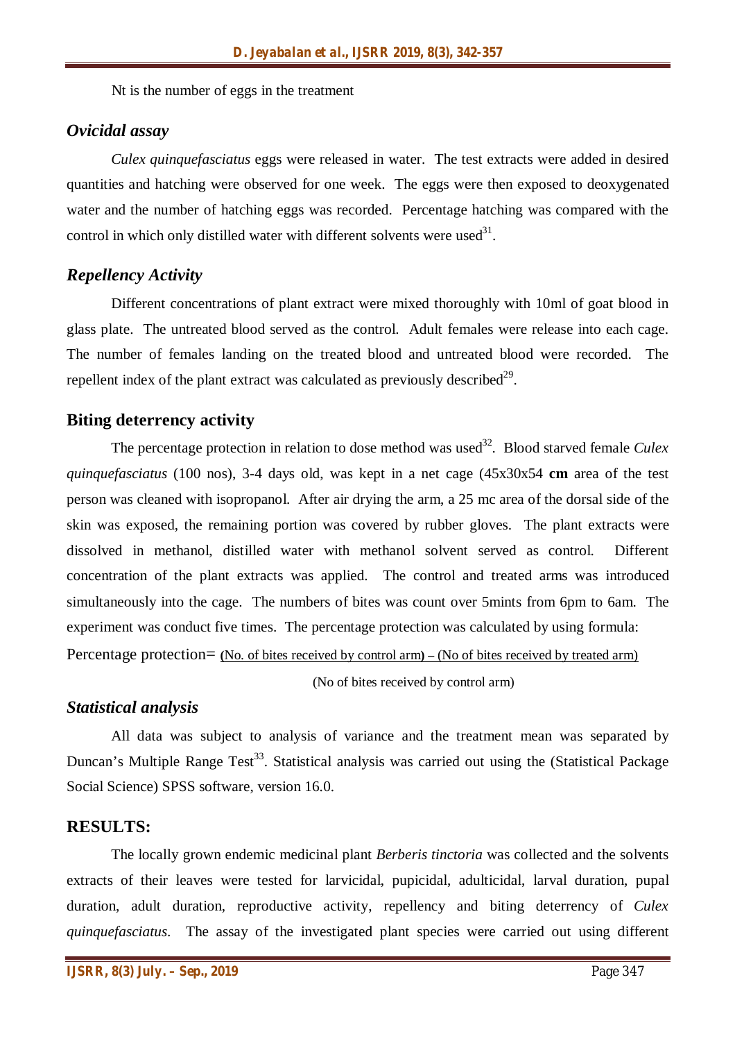Nt is the number of eggs in the treatment

### *Ovicidal assay*

*Culex quinquefasciatus* eggs were released in water. The test extracts were added in desired quantities and hatching were observed for one week. The eggs were then exposed to deoxygenated water and the number of hatching eggs was recorded. Percentage hatching was compared with the control in which only distilled water with different solvents were used[31].

### *Repellency Activity*

Different concentrations of plant extract were mixed thoroughly with 10ml of goat blood in glass plate. The untreated blood served as the control. Adult females were release into each cage. The number of females landing on the treated blood and untreated blood were recorded. The repellent index of the plant extract was calculated as previously described[29].

### Biting deterrency activity

The percentage protection in relation to dose method was used[32]. Blood starved female *Culex quinquefasciatus* (100 nos), 3-4 days old, was kept in a net cage (45x30x54 **cm** area of the test person was cleaned with isopropanol. After air drying the arm, a 25 mc area of the dorsal side of the skin was exposed, the remaining portion was covered by rubber gloves. The plant extracts were dissolved in methanol, distilled water with methanol solvent served as control. Different concentration of the plant extracts was applied. The control and treated arms was introduced simultaneously into the cage. The numbers of bites was count over 5mints from 6pm to 6am. The experiment was conduct five times. The percentage protection was calculated by using formula:

$$\text{Percentage protection} = \frac{(\text{No. of bites received by control arm}) - (\text{No of bites received by treated arm})}{(\text{No of bites received by control arm})}$$

### *Statistical analysis*

All data was subject to analysis of variance and the treatment mean was separated by Duncan's Multiple Range Test[33]. Statistical analysis was carried out using the (Statistical Package Social Science) SPSS software, version 16.0.

## RESULTS:

The locally grown endemic medicinal plant *Berberis tinctoria* was collected and the solvents extracts of their leaves were tested for larvicidal, pupicidal, adulticidal, larval duration, pupal duration, adult duration, reproductive activity, repellency and biting deterrency of *Culex quinquefasciatus*. The assay of the investigated plant species were carried out using different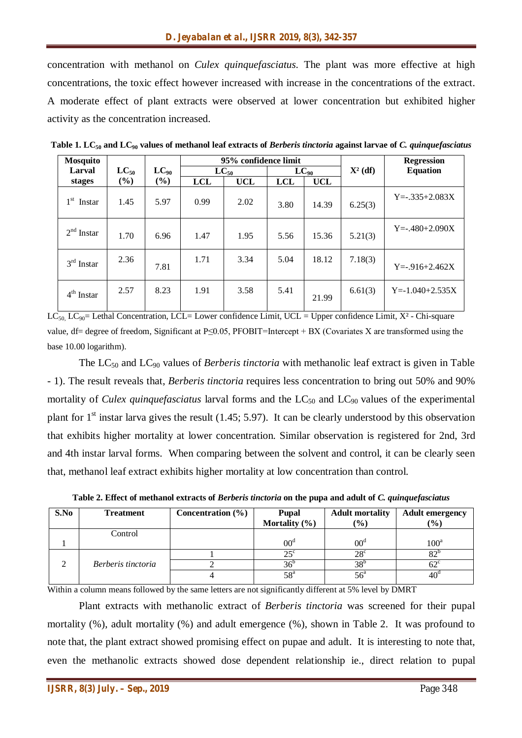concentration with methanol on *Culex quinquefasciatus.* The plant was more effective at high concentrations, the toxic effect however increased with increase in the concentrations of the extract. A moderate effect of plant extracts were observed at lower concentration but exhibited higher activity as the concentration increased.

**Table 1. $LC_{50}$ and $LC_{90}$ values of methanol leaf extracts of *Berberis tinctoria* against larvae of *C. quinquefasciatus***

| Mosquito Larval stages | $LC_{50}$ (%) | $LC_{90}$ (%) | 95% confidence limit | | | | $X^2$ (df) | Regression Equation |
|---|---|---|---|---|---|---|---|---|
| | | | $LC_{50}$ | | $LC_{90}$ | | | |
| | | | LCL | UCL | LCL | UCL | | |
| 1st Instar | 1.45 | 5.97 | 0.99 | 2.02 | 3.80 | 14.39 | 6.25(3) | Y=-.335+2.083X |
| 2nd Instar | 1.70 | 6.96 | 1.47 | 1.95 | 5.56 | 15.36 | 5.21(3) | Y=-.480+2.090X |
| 3rd Instar | 2.36 | 7.81 | 1.71 | 3.34 | 5.04 | 18.12 | 7.18(3) | Y=-.916+2.462X |
| 4th Instar | 2.57 | 8.23 | 1.91 | 3.58 | 5.41 | 21.99 | 6.61(3) | Y=-1.040+2.535X |

$LC_{50}$, $LC_{90}$= Lethal Concentration, LCL= Lower confidence Limit, UCL = Upper confidence Limit, $X^2$ - Chi-square value, df= degree of freedom, Significant at $P \leq 0.05$, PFOBIT=Intercept + BX (Covariates X are transformed using the base 10.00 logarithm).

The $LC_{50}$ and $LC_{90}$ values of *Berberis tinctoria* with methanolic leaf extract is given in Table - 1). The result reveals that, *Berberis tinctoria* requires less concentration to bring out 50% and 90% mortality of *Culex quinquefasciatus* larval forms and the $LC_{50}$ and $LC_{90}$ values of the experimental plant for 1st instar larva gives the result (1.45; 5.97). It can be clearly understood by this observation that exhibits higher mortality at lower concentration. Similar observation is registered for 2nd, 3rd and 4th instar larval forms. When comparing between the solvent and control, it can be clearly seen that, methanol leaf extract exhibits higher mortality at low concentration than control.

**Table 2. Effect of methanol extracts of *Berberis tinctoria* on the pupa and adult of *C. quinquefasciatus***

| S.No | Treatment | Concentration (%) | Pupal Mortality (%) | Adult mortality (%) | Adult emergency (%) |
|---|---|---|---|---|---|
| 1 | Control | | $00^{d}$ | $00^{d}$ | $100^{a}$ |
| 2 | *Berberis tinctoria* | 1 | $25^{c}$ | $28^{c}$ | $82^{b}$ |
| | | 2 | $36^{b}$ | $38^{b}$ | $62^{c}$ |
| | | 4 | $58^{a}$ | $56^{a}$ | $40^{d}$ |

Within a column means followed by the same letters are not significantly different at 5% level by DMRT

Plant extracts with methanolic extract of *Berberis tinctoria* was screened for their pupal mortality (%), adult mortality (%) and adult emergence (%), shown in Table 2. It was profound to note that, the plant extract showed promising effect on pupae and adult. It is interesting to note that, even the methanolic extracts showed dose dependent relationship ie., direct relation to pupal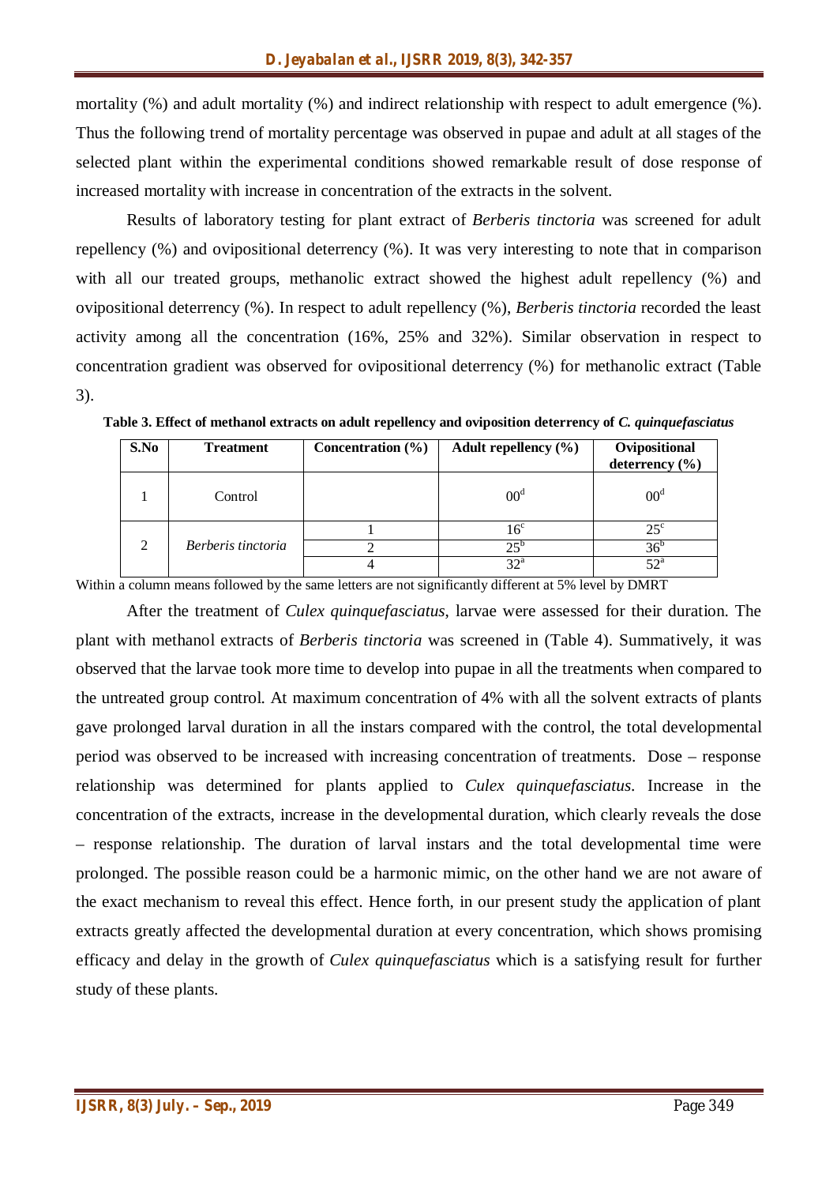mortality (%) and adult mortality (%) and indirect relationship with respect to adult emergence (%). Thus the following trend of mortality percentage was observed in pupae and adult at all stages of the selected plant within the experimental conditions showed remarkable result of dose response of increased mortality with increase in concentration of the extracts in the solvent.

Results of laboratory testing for plant extract of *Berberis tinctoria* was screened for adult repellency (%) and ovipositional deterrency (%). It was very interesting to note that in comparison with all our treated groups, methanolic extract showed the highest adult repellency (%) and ovipositional deterrency (%). In respect to adult repellency (%), *Berberis tinctoria* recorded the least activity among all the concentration (16%, 25% and 32%). Similar observation in respect to concentration gradient was observed for ovipositional deterrency (%) for methanolic extract (Table 3).

**Table 3. Effect of methanol extracts on adult repellency and oviposition deterrency of *C. quinquefasciatus***

| S.No | Treatment | Concentration (%) | Adult repellency (%) | Ovipositional deterrency (%) |
|---|---|---|---|---|
| 1 | Control | | 00[d] | 00[d] |
| 2 | *Berberis tinctoria* | 1 | 16[c] | 25[c] |
| | | 2 | 25[b] | 36[b] |
| | | 4 | 32[a] | 52[a] |

Within a column means followed by the same letters are not significantly different at 5% level by DMRT

After the treatment of *Culex quinquefasciatus*, larvae were assessed for their duration. The plant with methanol extracts of *Berberis tinctoria* was screened in (Table 4). Summatively, it was observed that the larvae took more time to develop into pupae in all the treatments when compared to the untreated group control. At maximum concentration of 4% with all the solvent extracts of plants gave prolonged larval duration in all the instars compared with the control, the total developmental period was observed to be increased with increasing concentration of treatments. Dose – response relationship was determined for plants applied to *Culex quinquefasciatus*. Increase in the concentration of the extracts, increase in the developmental duration, which clearly reveals the dose – response relationship. The duration of larval instars and the total developmental time were prolonged. The possible reason could be a harmonic mimic, on the other hand we are not aware of the exact mechanism to reveal this effect. Hence forth, in our present study the application of plant extracts greatly affected the developmental duration at every concentration, which shows promising efficacy and delay in the growth of *Culex quinquefasciatus* which is a satisfying result for further study of these plants.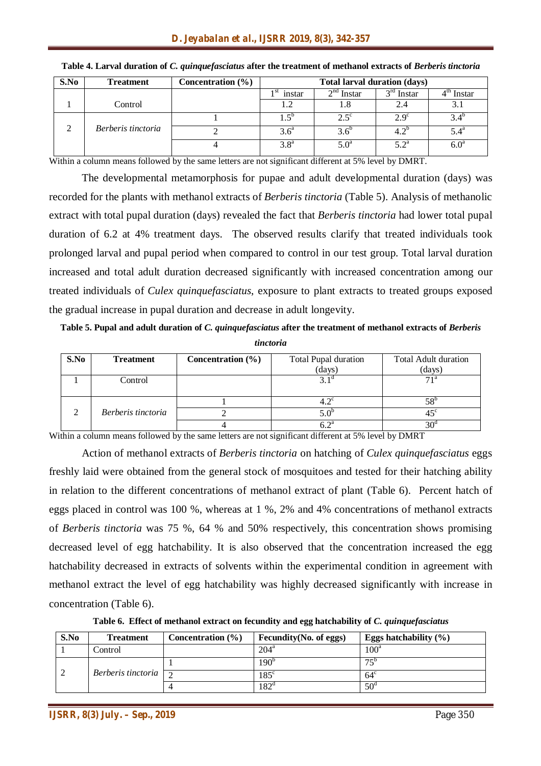**Table 4. Larval duration of *C. quinquefasciatus* after the treatment of methanol extracts of *Berberis tinctoria***

| S.No | Treatment | Concentration (%) | Total larval duration (days) | | | |
|---|---|---|---|---|---|---|
| | | | 1st instar | 2nd Instar | 3rd Instar | 4th Instar |
| 1 | Control | | 1.2 | 1.8 | 2.4 | 3.1 |
| 2 | *Berberis tinctoria* | 1 | 1.5[b] | 2.5[c] | 2.9[c] | 3.4[b] |
| | | 2 | 3.6[a] | 3.6[b] | 4.2[b] | 5.4[a] |
| | | 4 | 3.8[a] | 5.0[a] | 5.2[a] | 6.0[a] |

Within a column means followed by the same letters are not significant different at 5% level by DMRT.

The developmental metamorphosis for pupae and adult developmental duration (days) was recorded for the plants with methanol extracts of *Berberis tinctoria* (Table 5). Analysis of methanolic extract with total pupal duration (days) revealed the fact that *Berberis tinctoria* had lower total pupal duration of 6.2 at 4% treatment days. The observed results clarify that treated individuals took prolonged larval and pupal period when compared to control in our test group. Total larval duration increased and total adult duration decreased significantly with increased concentration among our treated individuals of *Culex quinquefasciatus*, exposure to plant extracts to treated groups exposed the gradual increase in pupal duration and decrease in adult longevity.

**Table 5. Pupal and adult duration of *C. quinquefasciatus* after the treatment of methanol extracts of *Berberis tinctoria***

| S.No | Treatment | Concentration (%) | Total Pupal duration (days) | Total Adult duration (days) |
|---|---|---|---|---|
| 1 | Control | | 3.1[d] | 71[a] |
| 2 | *Berberis tinctoria* | 1 | 4.2[c] | 58[b] |
| | | 2 | 5.0[b] | 45[c] |
| | | 4 | 6.2[a] | 30[d] |

Within a column means followed by the same letters are not significant different at 5% level by DMRT

Action of methanol extracts of *Berberis tinctoria* on hatching of *Culex quinquefasciatus* eggs freshly laid were obtained from the general stock of mosquitoes and tested for their hatching ability in relation to the different concentrations of methanol extract of plant (Table 6). Percent hatch of eggs placed in control was 100 %, whereas at 1 %, 2% and 4% concentrations of methanol extracts of *Berberis tinctoria* was 75 %, 64 % and 50% respectively, this concentration shows promising decreased level of egg hatchability. It is also observed that the concentration increased the egg hatchability decreased in extracts of solvents within the experimental condition in agreement with methanol extract the level of egg hatchability was highly decreased significantly with increase in concentration (Table 6).

**Table 6. Effect of methanol extract on fecundity and egg hatchability of *C. quinquefasciatus***

| S.No | Treatment | Concentration (%) | Fecundity(No. of eggs) | Eggs hatchability (%) |
|---|---|---|---|---|
| 1 | Control | | 204[a] | 100[a] |
| 2 | *Berberis tinctoria* | 1 | 190[b] | 75[b] |
| | | 2 | 185[c] | 64[c] |
| | | 4 | 182[d] | 50[d] |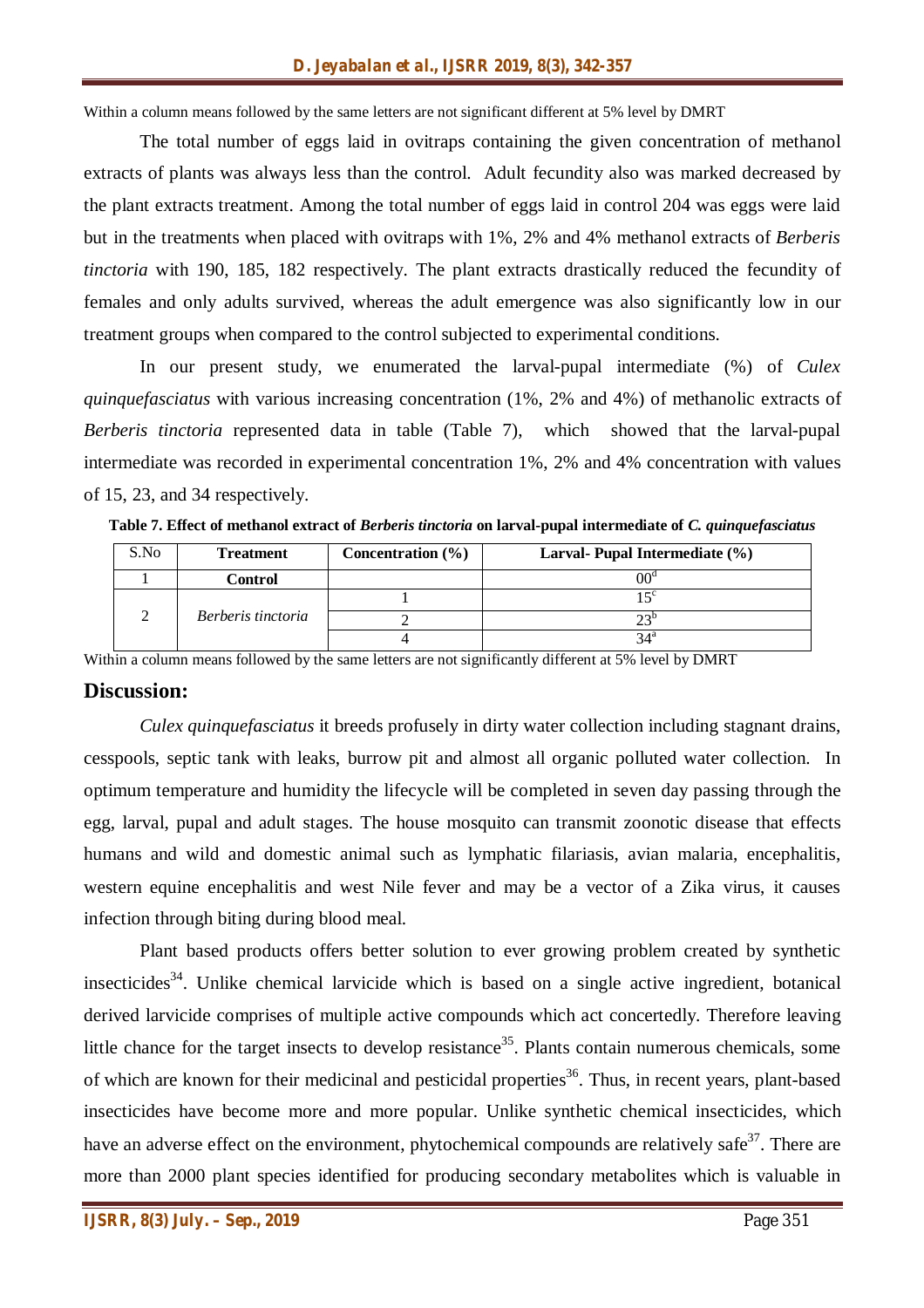Within a column means followed by the same letters are not significant different at 5% level by DMRT

The total number of eggs laid in ovitraps containing the given concentration of methanol extracts of plants was always less than the control. Adult fecundity also was marked decreased by the plant extracts treatment. Among the total number of eggs laid in control 204 was eggs were laid but in the treatments when placed with ovitraps with 1%, 2% and 4% methanol extracts of *Berberis tinctoria* with 190, 185, 182 respectively. The plant extracts drastically reduced the fecundity of females and only adults survived, whereas the adult emergence was also significantly low in our treatment groups when compared to the control subjected to experimental conditions.

In our present study, we enumerated the larval-pupal intermediate (%) of *Culex quinquefasciatus* with various increasing concentration (1%, 2% and 4%) of methanolic extracts of *Berberis tinctoria* represented data in table (Table 7), which showed that the larval-pupal intermediate was recorded in experimental concentration 1%, 2% and 4% concentration with values of 15, 23, and 34 respectively.

**Table 7. Effect of methanol extract of *Berberis tinctoria* on larval-pupal intermediate of *C. quinquefasciatus***

| S.No | Treatment | Concentration (%) | Larval- Pupal Intermediate (%) |
|---|---|---|---|
| 1 | **Control** | | $00^{d}$ |
| 2 | *Berberis tinctoria* | 1 | $15^{c}$ |
| | | 2 | $23^{b}$ |
| | | 4 | $34^{a}$ |

Within a column means followed by the same letters are not significantly different at 5% level by DMRT

## Discussion:

*Culex quinquefasciatus* it breeds profusely in dirty water collection including stagnant drains, cesspools, septic tank with leaks, burrow pit and almost all organic polluted water collection. In optimum temperature and humidity the lifecycle will be completed in seven day passing through the egg, larval, pupal and adult stages. The house mosquito can transmit zoonotic disease that effects humans and wild and domestic animal such as lymphatic filariasis, avian malaria, encephalitis, western equine encephalitis and west Nile fever and may be a vector of a Zika virus, it causes infection through biting during blood meal.

Plant based products offers better solution to ever growing problem created by synthetic insecticides[34]. Unlike chemical larvicide which is based on a single active ingredient, botanical derived larvicide comprises of multiple active compounds which act concertedly. Therefore leaving little chance for the target insects to develop resistance[35]. Plants contain numerous chemicals, some of which are known for their medicinal and pesticidal properties[36]. Thus, in recent years, plant-based insecticides have become more and more popular. Unlike synthetic chemical insecticides, which have an adverse effect on the environment, phytochemical compounds are relatively safe[37]. There are more than 2000 plant species identified for producing secondary metabolites which is valuable in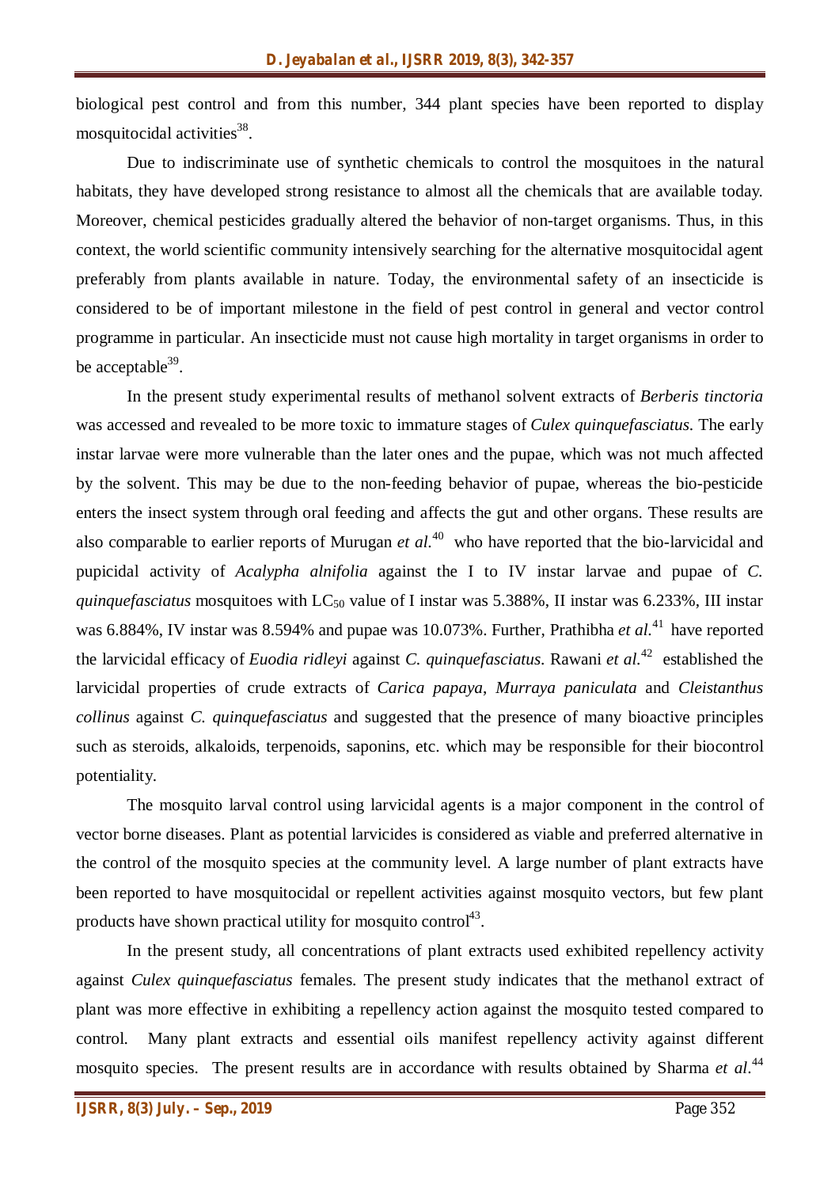biological pest control and from this number, 344 plant species have been reported to display mosquitocidal activities[38].

Due to indiscriminate use of synthetic chemicals to control the mosquitoes in the natural habitats, they have developed strong resistance to almost all the chemicals that are available today. Moreover, chemical pesticides gradually altered the behavior of non-target organisms. Thus, in this context, the world scientific community intensively searching for the alternative mosquitocidal agent preferably from plants available in nature. Today, the environmental safety of an insecticide is considered to be of important milestone in the field of pest control in general and vector control programme in particular. An insecticide must not cause high mortality in target organisms in order to be acceptable[39].

In the present study experimental results of methanol solvent extracts of *Berberis tinctoria* was accessed and revealed to be more toxic to immature stages of *Culex quinquefasciatus*. The early instar larvae were more vulnerable than the later ones and the pupae, which was not much affected by the solvent. This may be due to the non-feeding behavior of pupae, whereas the bio-pesticide enters the insect system through oral feeding and affects the gut and other organs. These results are also comparable to earlier reports of Murugan *et al.*[40] who have reported that the bio-larvicidal and pupicidal activity of *Acalypha alnifolia* against the I to IV instar larvae and pupae of *C. quinquefasciatus* mosquitoes with $LC_{50}$ value of I instar was 5.388%, II instar was 6.233%, III instar was 6.884%, IV instar was 8.594% and pupae was 10.073%. Further, Prathibha *et al.*[41] have reported the larvicidal efficacy of *Euodia ridleyi* against *C. quinquefasciatus*. Rawani *et al.*[42] established the larvicidal properties of crude extracts of *Carica papaya*, *Murraya paniculata* and *Cleistanthus collinus* against *C. quinquefasciatus* and suggested that the presence of many bioactive principles such as steroids, alkaloids, terpenoids, saponins, etc. which may be responsible for their biocontrol potentiality.

The mosquito larval control using larvicidal agents is a major component in the control of vector borne diseases. Plant as potential larvicides is considered as viable and preferred alternative in the control of the mosquito species at the community level. A large number of plant extracts have been reported to have mosquitocidal or repellent activities against mosquito vectors, but few plant products have shown practical utility for mosquito control[43].

In the present study, all concentrations of plant extracts used exhibited repellency activity against *Culex quinquefasciatus* females. The present study indicates that the methanol extract of plant was more effective in exhibiting a repellency action against the mosquito tested compared to control. Many plant extracts and essential oils manifest repellency activity against different mosquito species. The present results are in accordance with results obtained by Sharma *et al.*[44]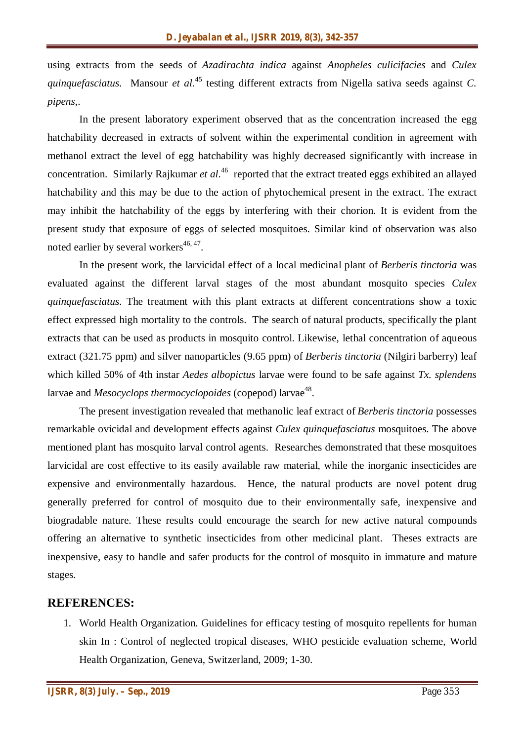using extracts from the seeds of *Azadirachta indica* against *Anopheles culicifacies* and *Culex quinquefasciatus.* Mansour *et al*.[45] testing different extracts from Nigella sativa seeds against *C. pipens*,.

In the present laboratory experiment observed that as the concentration increased the egg hatchability decreased in extracts of solvent within the experimental condition in agreement with methanol extract the level of egg hatchability was highly decreased significantly with increase in concentration. Similarly Rajkumar *et al*.[46] reported that the extract treated eggs exhibited an allayed hatchability and this may be due to the action of phytochemical present in the extract. The extract may inhibit the hatchability of the eggs by interfering with their chorion. It is evident from the present study that exposure of eggs of selected mosquitoes. Similar kind of observation was also noted earlier by several workers[46, 47].

In the present work, the larvicidal effect of a local medicinal plant of *Berberis tinctoria* was evaluated against the different larval stages of the most abundant mosquito species *Culex quinquefasciatus*. The treatment with this plant extracts at different concentrations show a toxic effect expressed high mortality to the controls. The search of natural products, specifically the plant extracts that can be used as products in mosquito control. Likewise, lethal concentration of aqueous extract (321.75 ppm) and silver nanoparticles (9.65 ppm) of *Berberis tinctoria* (Nilgiri barberry) leaf which killed 50% of 4th instar *Aedes albopictus* larvae were found to be safe against *Tx. splendens* larvae and *Mesocyclops thermocyclopoides* (copepod) larvae[48].

The present investigation revealed that methanolic leaf extract of *Berberis tinctoria* possesses remarkable ovicidal and development effects against *Culex quinquefasciatus* mosquitoes. The above mentioned plant has mosquito larval control agents. Researches demonstrated that these mosquitoes larvicidal are cost effective to its easily available raw material, while the inorganic insecticides are expensive and environmentally hazardous. Hence, the natural products are novel potent drug generally preferred for control of mosquito due to their environmentally safe, inexpensive and biogradable nature. These results could encourage the search for new active natural compounds offering an alternative to synthetic insecticides from other medicinal plant. Theses extracts are inexpensive, easy to handle and safer products for the control of mosquito in immature and mature stages.

## REFERENCES:

1. World Health Organization. Guidelines for efficacy testing of mosquito repellents for human skin In : Control of neglected tropical diseases, WHO pesticide evaluation scheme, World Health Organization, Geneva, Switzerland, 2009; 1-30.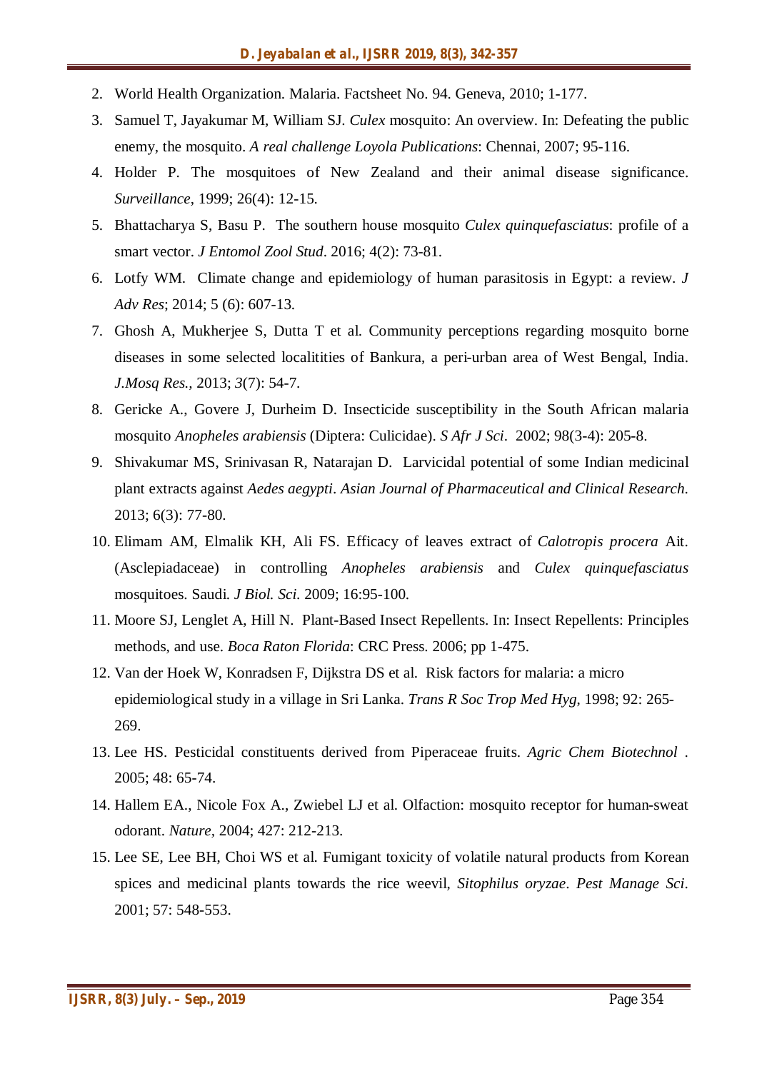2. World Health Organization. Malaria. Factsheet No. 94. Geneva, 2010; 1-177.
3. Samuel T, Jayakumar M, William SJ. *Culex* mosquito: An overview. In: Defeating the public enemy, the mosquito. *A real challenge Loyola Publications*: Chennai, 2007; 95-116.
4. Holder P. The mosquitoes of New Zealand and their animal disease significance. *Surveillance*, 1999; 26(4): 12-15.
5. Bhattacharya S, Basu P. The southern house mosquito *Culex quinquefasciatus*: profile of a smart vector. *J Entomol Zool Stud*. 2016; 4(2): 73-81.
6. Lotfy WM. Climate change and epidemiology of human parasitosis in Egypt: a review. *J Adv Res*; 2014; 5 (6): 607-13.
7. Ghosh A, Mukherjee S, Dutta T et al. Community perceptions regarding mosquito borne diseases in some selected localitities of Bankura, a peri-urban area of West Bengal, India. *J.Mosq Res.*, 2013; *3*(7): 54-7.
8. Gericke A., Govere J, Durheim D. Insecticide susceptibility in the South African malaria mosquito *Anopheles arabiensis* (Diptera: Culicidae). *S Afr J Sci*. 2002; 98(3-4): 205-8.
9. Shivakumar MS, Srinivasan R, Natarajan D. Larvicidal potential of some Indian medicinal plant extracts against *Aedes aegypti*. *Asian Journal of Pharmaceutical and Clinical Research*. 2013; 6(3): 77-80.
10. Elimam AM, Elmalik KH, Ali FS. Efficacy of leaves extract of *Calotropis procera* Ait. (Asclepiadaceae) in controlling *Anopheles arabiensis* and *Culex quinquefasciatus* mosquitoes. Saudi. *J Biol. Sci.* 2009; 16:95-100.
11. Moore SJ, Lenglet A, Hill N. Plant-Based Insect Repellents. In: Insect Repellents: Principles methods, and use. *Boca Raton Florida*: CRC Press. 2006; pp 1-475.
12. Van der Hoek W, Konradsen F, Dijkstra DS et al. Risk factors for malaria: a micro epidemiological study in a village in Sri Lanka. *Trans R Soc Trop Med Hyg*, 1998; 92: 265-269.
13. Lee HS. Pesticidal constituents derived from Piperaceae fruits. *Agric Chem Biotechnol* . 2005; 48: 65-74.
14. Hallem EA., Nicole Fox A., Zwiebel LJ et al. Olfaction: mosquito receptor for human-sweat odorant. *Nature*, 2004; 427: 212-213.
15. Lee SE, Lee BH, Choi WS et al. Fumigant toxicity of volatile natural products from Korean spices and medicinal plants towards the rice weevil, *Sitophilus oryzae*. *Pest Manage Sci*. 2001; 57: 548-553.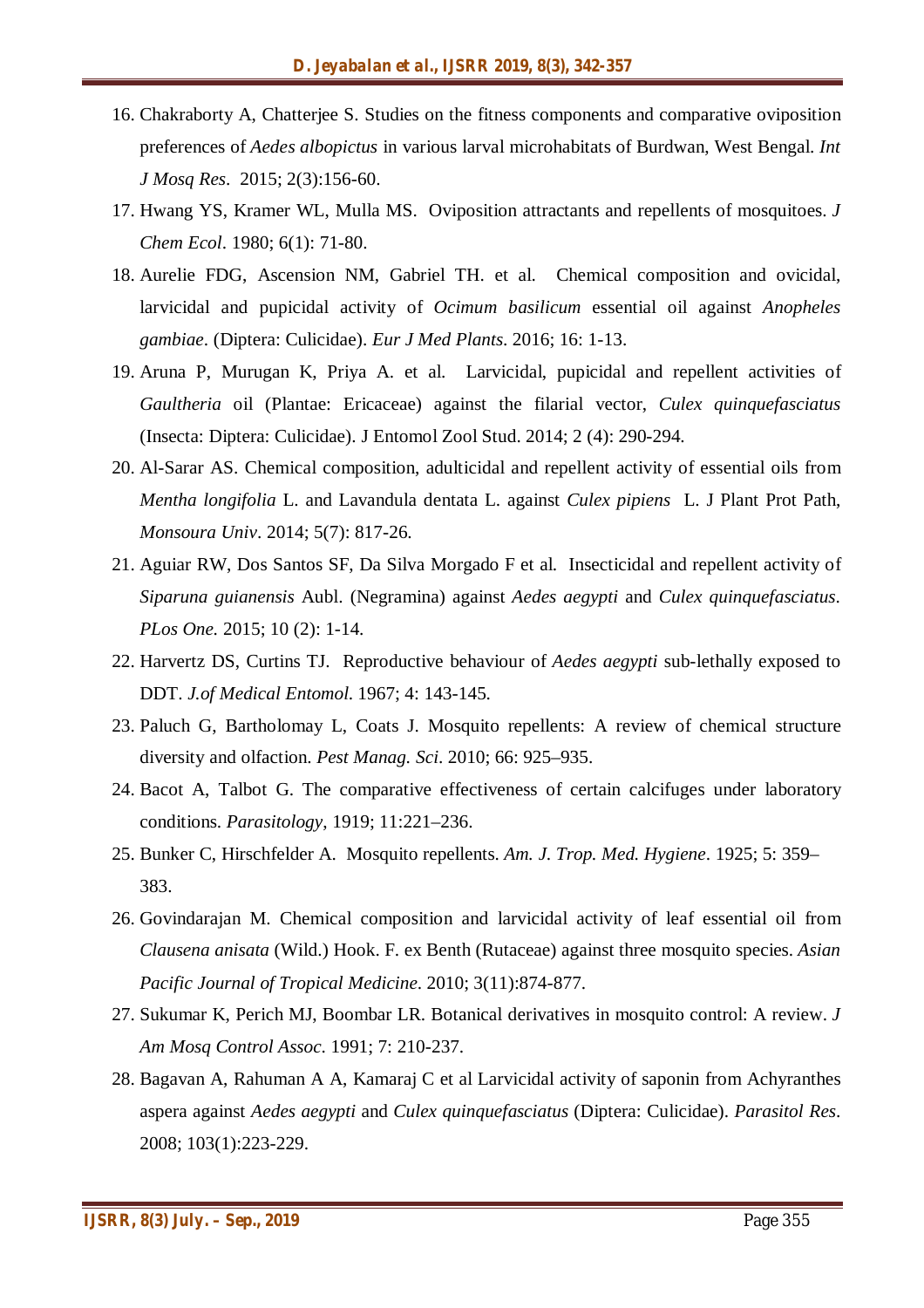16. Chakraborty A, Chatterjee S. Studies on the fitness components and comparative oviposition preferences of *Aedes albopictus* in various larval microhabitats of Burdwan, West Bengal. *Int J Mosq Res*. 2015; 2(3):156-60.
17. Hwang YS, Kramer WL, Mulla MS. Oviposition attractants and repellents of mosquitoes. *J Chem Ecol*. 1980; 6(1): 71-80.
18. Aurelie FDG, Ascension NM, Gabriel TH. et al. Chemical composition and ovicidal, larvicidal and pupicidal activity of *Ocimum basilicum* essential oil against *Anopheles gambiae*. (Diptera: Culicidae). *Eur J Med Plants*. 2016; 16: 1-13.
19. Aruna P, Murugan K, Priya A. et al. Larvicidal, pupicidal and repellent activities of *Gaultheria* oil (Plantae: Ericaceae) against the filarial vector, *Culex quinquefasciatus* (Insecta: Diptera: Culicidae). J Entomol Zool Stud. 2014; 2 (4): 290-294.
20. Al-Sarar AS. Chemical composition, adulticidal and repellent activity of essential oils from *Mentha longifolia* L. and Lavandula dentata L. against *Culex pipiens* L. J Plant Prot Path, *Monsoura Univ*. 2014; 5(7): 817-26.
21. Aguiar RW, Dos Santos SF, Da Silva Morgado F et al. Insecticidal and repellent activity of *Siparuna guianensis* Aubl. (Negramina) against *Aedes aegypti* and *Culex quinquefasciatus*. *PLos One.* 2015; 10 (2): 1-14.
22. Harvertz DS, Curtins TJ. Reproductive behaviour of *Aedes aegypti* sub-lethally exposed to DDT. *J.of Medical Entomol.* 1967; 4: 143-145.
23. Paluch G, Bartholomay L, Coats J. Mosquito repellents: A review of chemical structure diversity and olfaction. *Pest Manag. Sci*. 2010; 66: 925–935.
24. Bacot A, Talbot G. The comparative effectiveness of certain calcifuges under laboratory conditions. *Parasitology*, 1919; 11:221–236.
25. Bunker C, Hirschfelder A. Mosquito repellents. *Am. J. Trop. Med. Hygiene*. 1925; 5: 359–383.
26. Govindarajan M. Chemical composition and larvicidal activity of leaf essential oil from *Clausena anisata* (Wild.) Hook. F. ex Benth (Rutaceae) against three mosquito species. *Asian Pacific Journal of Tropical Medicine*. 2010; 3(11):874-877.
27. Sukumar K, Perich MJ, Boombar LR. Botanical derivatives in mosquito control: A review. *J Am Mosq Control Assoc*. 1991; 7: 210-237.
28. Bagavan A, Rahuman A A, Kamaraj C et al Larvicidal activity of saponin from Achyranthes aspera against *Aedes aegypti* and *Culex quinquefasciatus* (Diptera: Culicidae). *Parasitol Res*. 2008; 103(1):223-229.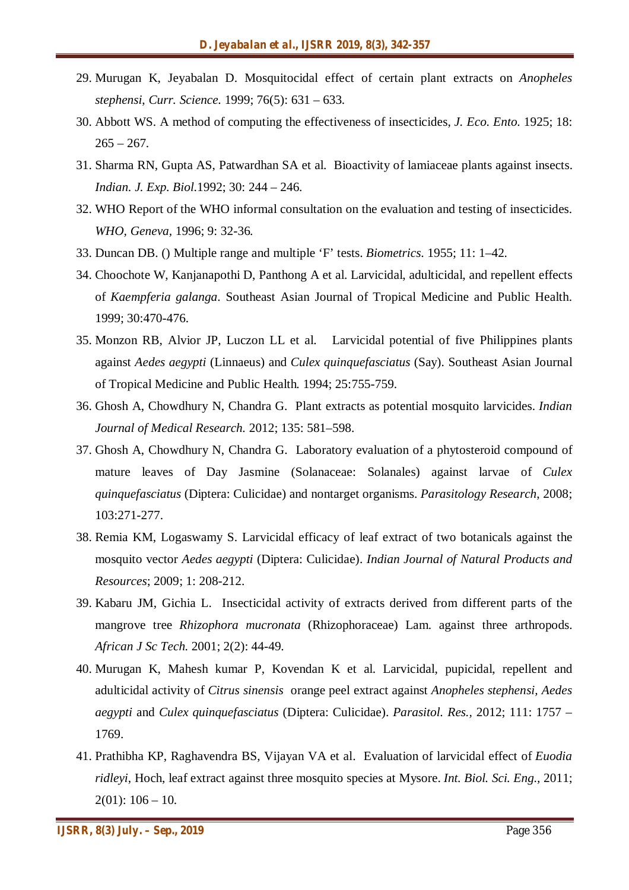29. Murugan K, Jeyabalan D. Mosquitocidal effect of certain plant extracts on *Anopheles stephensi*, *Curr. Science.* 1999; 76(5): 631 – 633.
30. Abbott WS. A method of computing the effectiveness of insecticides, *J. Eco. Ento.* 1925; 18: 265 – 267.
31. Sharma RN, Gupta AS, Patwardhan SA et al. Bioactivity of lamiaceae plants against insects. *Indian. J. Exp. Biol.*1992; 30: 244 – 246.
32. WHO Report of the WHO informal consultation on the evaluation and testing of insecticides. *WHO, Geneva,* 1996; 9: 32-36.
33. Duncan DB. () Multiple range and multiple 'F' tests. *Biometrics.* 1955; 11: 1–42.
34. Choochote W, Kanjanapothi D, Panthong A et al. Larvicidal, adulticidal, and repellent effects of *Kaempferia galanga*. Southeast Asian Journal of Tropical Medicine and Public Health. 1999; 30:470-476.
35. Monzon RB, Alvior JP, Luczon LL et al. Larvicidal potential of five Philippines plants against *Aedes aegypti* (Linnaeus) and *Culex quinquefasciatus* (Say). Southeast Asian Journal of Tropical Medicine and Public Health. 1994; 25:755-759.
36. Ghosh A, Chowdhury N, Chandra G. Plant extracts as potential mosquito larvicides. *Indian Journal of Medical Research.* 2012; 135: 581–598.
37. Ghosh A, Chowdhury N, Chandra G. Laboratory evaluation of a phytosteroid compound of mature leaves of Day Jasmine (Solanaceae: Solanales) against larvae of *Culex quinquefasciatus* (Diptera: Culicidae) and nontarget organisms. *Parasitology Research*, 2008; 103:271-277.
38. Remia KM, Logaswamy S. Larvicidal efficacy of leaf extract of two botanicals against the mosquito vector *Aedes aegypti* (Diptera: Culicidae). *Indian Journal of Natural Products and Resources*; 2009; 1: 208-212.
39. Kabaru JM, Gichia L. Insecticidal activity of extracts derived from different parts of the mangrove tree *Rhizophora mucronata* (Rhizophoraceae) Lam. against three arthropods. *African J Sc Tech.* 2001; 2(2): 44-49.
40. Murugan K, Mahesh kumar P, Kovendan K et al. Larvicidal, pupicidal, repellent and adulticidal activity of *Citrus sinensis* orange peel extract against *Anopheles stephensi, Aedes aegypti* and *Culex quinquefasciatus* (Diptera: Culicidae). *Parasitol. Res.,* 2012; 111: 1757 – 1769.
41. Prathibha KP, Raghavendra BS, Vijayan VA et al. Evaluation of larvicidal effect of *Euodia ridleyi*, Hoch, leaf extract against three mosquito species at Mysore. *Int. Biol. Sci. Eng.*, 2011; 2(01): 106 – 10.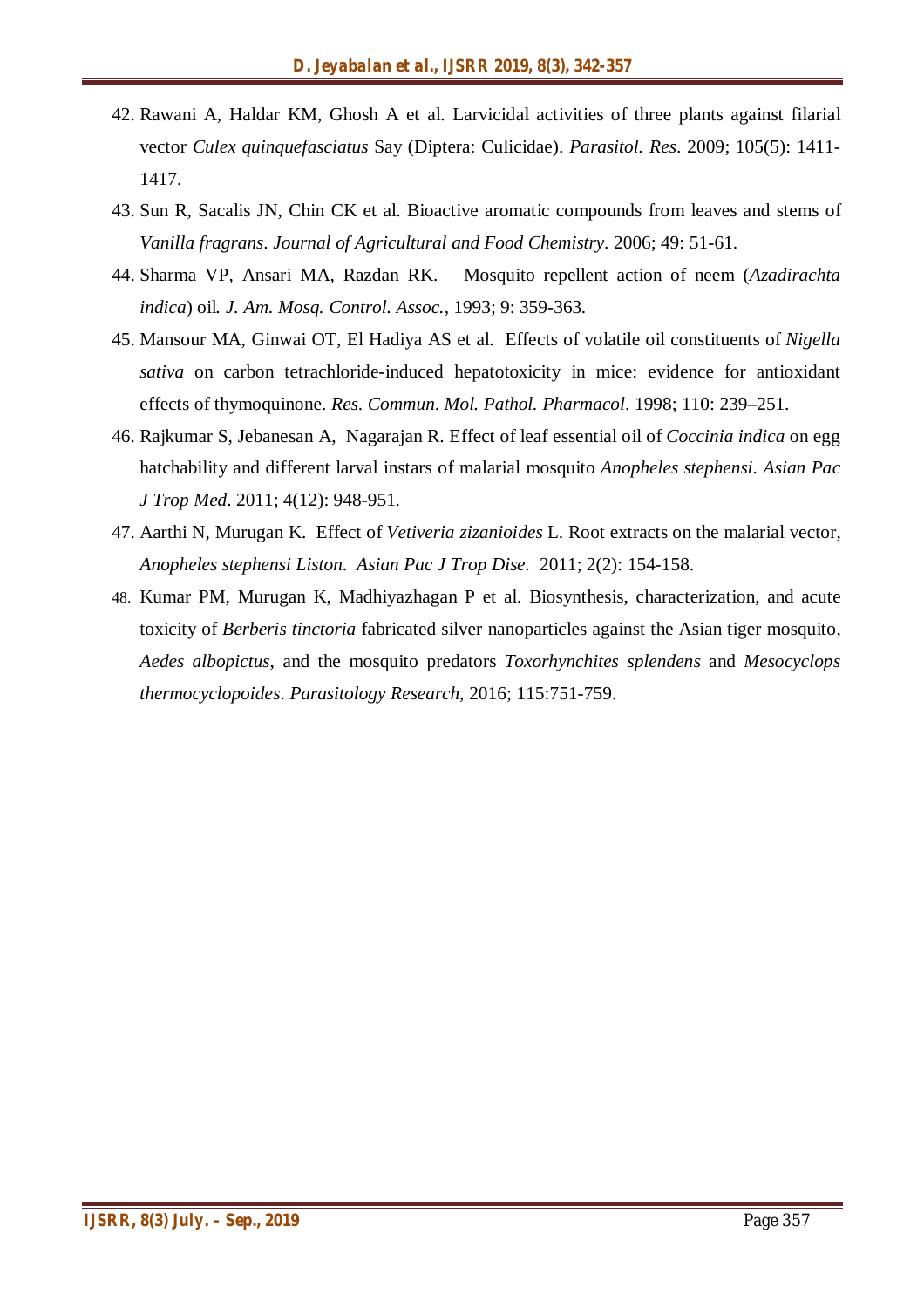42. Rawani A, Haldar KM, Ghosh A et al. Larvicidal activities of three plants against filarial vector *Culex quinquefasciatus* Say (Diptera: Culicidae). *Parasitol. Res*. 2009; 105(5): 1411-1417.
43. Sun R, Sacalis JN, Chin CK et al. Bioactive aromatic compounds from leaves and stems of *Vanilla fragrans*. *Journal of Agricultural and Food Chemistry*. 2006; 49: 51-61.
44. Sharma VP, Ansari MA, Razdan RK. Mosquito repellent action of neem (*Azadirachta indica*) oil. *J. Am. Mosq. Control. Assoc.*, 1993; 9: 359-363.
45. Mansour MA, Ginwai OT, El Hadiya AS et al. Effects of volatile oil constituents of *Nigella sativa* on carbon tetrachloride-induced hepatotoxicity in mice: evidence for antioxidant effects of thymoquinone. *Res. Commun. Mol. Pathol. Pharmacol*. 1998; 110: 239–251.
46. Rajkumar S, Jebanesan A, Nagarajan R. Effect of leaf essential oil of *Coccinia indica* on egg hatchability and different larval instars of malarial mosquito *Anopheles stephensi*. *Asian Pac J Trop Med*. 2011; 4(12): 948-951.
47. Aarthi N, Murugan K. Effect of *Vetiveria zizanioides* L. Root extracts on the malarial vector, *Anopheles stephensi Liston*. *Asian Pac J Trop Dise.* 2011; 2(2): 154-158.
48. Kumar PM, Murugan K, Madhiyazhagan P et al. Biosynthesis, characterization, and acute toxicity of *Berberis tinctoria* fabricated silver nanoparticles against the Asian tiger mosquito, *Aedes albopictus*, and the mosquito predators *Toxorhynchites splendens* and *Mesocyclops thermocyclopoides*. *Parasitology Research*, 2016; 115:751-759.